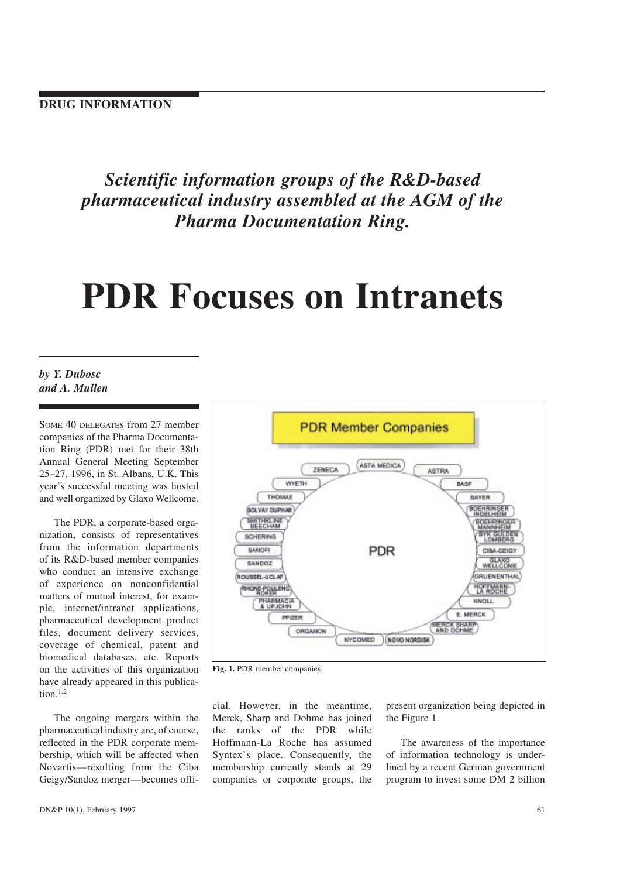DRUG INFORMATION

*Scientific information groups of the R&D-based pharmaceutical industry assembled at the AGM of the Pharma Documentation Ring.*

# PDR Focuses on Intranets

***by Y. Dubosc and A. Mullen***

SOME 40 DELEGATES from 27 member companies of the Pharma Documentation Ring (PDR) met for their 38th Annual General Meeting September 25–27, 1996, in St. Albans, U.K. This year's successful meeting was hosted and well organized by Glaxo Wellcome.

The PDR, a corporate-based organization, consists of representatives from the information departments of its R&D-based member companies who conduct an intensive exchange of experience on nonconfidential matters of mutual interest, for example, internet/intranet applications, pharmaceutical development product files, document delivery services, coverage of chemical, patent and biomedical databases, etc. Reports on the activities of this organization have already appeared in this publication.[1,2]

The ongoing mergers within the pharmaceutical industry are, of course, reflected in the PDR corporate membership, which will be affected when Novartis—resulting from the Ciba Geigy/Sandoz merger—becomes official. However, in the meantime, Merck, Sharp and Dohme has joined the ranks of the PDR while Hoffmann-La Roche has assumed Syntex's place. Consequently, the membership currently stands at 29 companies or corporate groups, the present organization being depicted in the Figure 1.

**Fig. 1.** PDR member companies.

The awareness of the importance of information technology is underlined by a recent German government program to invest some DM 2 billion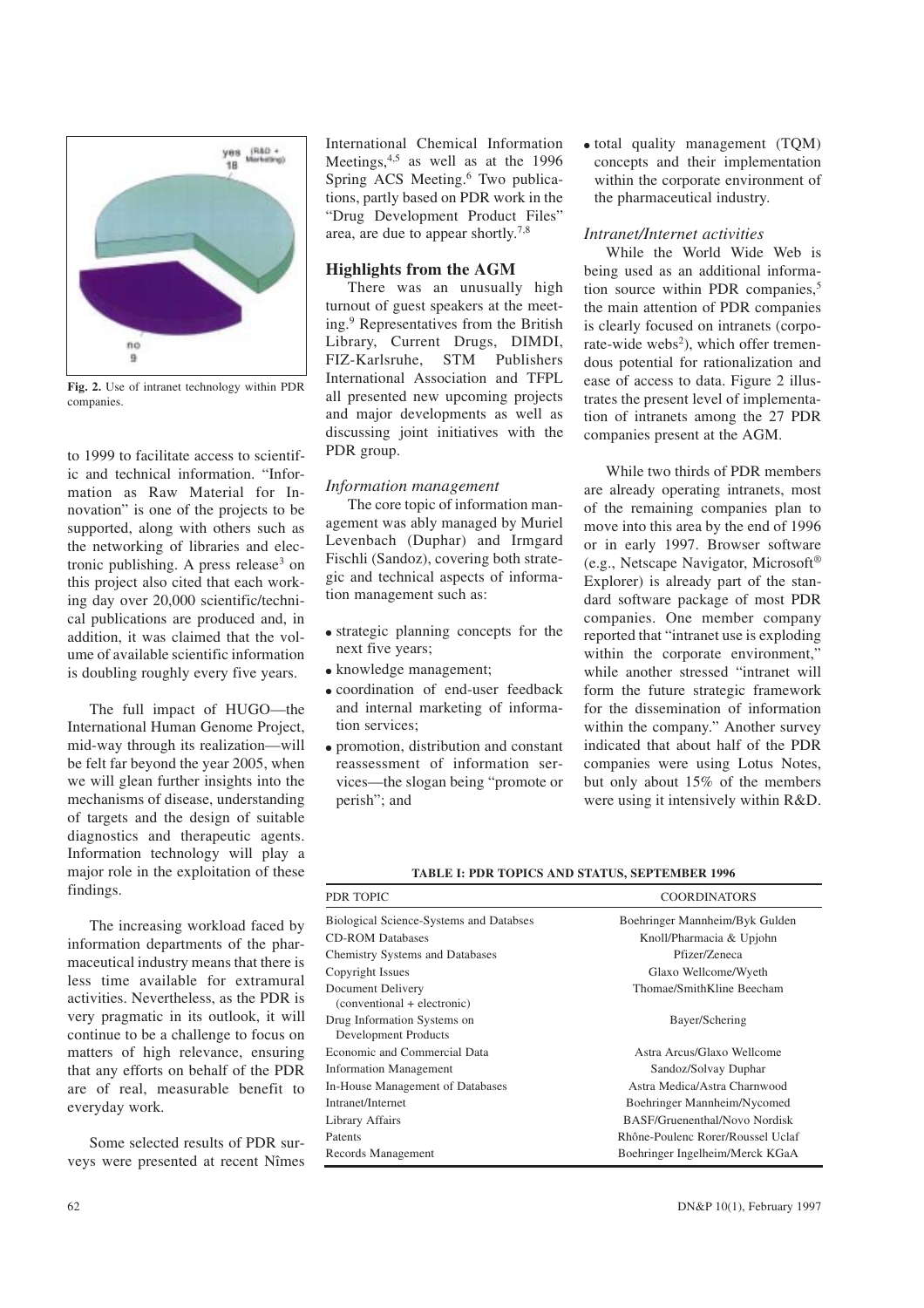Fig. 2. Use of intranet technology within PDR companies.

to 1999 to facilitate access to scientific and technical information. "Information as Raw Material for Innovation" is one of the projects to be supported, along with others such as the networking of libraries and electronic publishing. A press release[3] on this project also cited that each working day over 20,000 scientific/technical publications are produced and, in addition, it was claimed that the volume of available scientific information is doubling roughly every five years.

The full impact of HUGO—the International Human Genome Project, mid-way through its realization—will be felt far beyond the year 2005, when we will glean further insights into the mechanisms of disease, understanding of targets and the design of suitable diagnostics and therapeutic agents. Information technology will play a major role in the exploitation of these findings.

The increasing workload faced by information departments of the pharmaceutical industry means that there is less time available for extramural activities. Nevertheless, as the PDR is very pragmatic in its outlook, it will continue to be a challenge to focus on matters of high relevance, ensuring that any efforts on behalf of the PDR are of real, measurable benefit to everyday work.

Some selected results of PDR surveys were presented at recent Nîmes International Chemical Information Meetings,[4,5] as well as at the 1996 Spring ACS Meeting.[6] Two publications, partly based on PDR work in the "Drug Development Product Files" area, are due to appear shortly.[7,8]

## Highlights from the AGM

There was an unusually high turnout of guest speakers at the meeting.[9] Representatives from the British Library, Current Drugs, DIMDI, FIZ-Karlsruhe, STM Publishers International Association and TFPL all presented new upcoming projects and major developments as well as discussing joint initiatives with the PDR group.

### *Information management*

The core topic of information management was ably managed by Muriel Levenbach (Duphar) and Irmgard Fischli (Sandoz), covering both strategic and technical aspects of information management such as:

- strategic planning concepts for the next five years;
- knowledge management;
- coordination of end-user feedback and internal marketing of information services;
- promotion, distribution and constant reassessment of information services—the slogan being "promote or perish"; and
- total quality management (TQM) concepts and their implementation within the corporate environment of the pharmaceutical industry.

### *Intranet/Internet activities*

While the World Wide Web is being used as an additional information source within PDR companies,[5] the main attention of PDR companies is clearly focused on intranets (corporate-wide webs[2]), which offer tremendous potential for rationalization and ease of access to data. Figure 2 illustrates the present level of implementation of intranets among the 27 PDR companies present at the AGM.

While two thirds of PDR members are already operating intranets, most of the remaining companies plan to move into this area by the end of 1996 or in early 1997. Browser software (e.g., Netscape Navigator, Microsoft® Explorer) is already part of the standard software package of most PDR companies. One member company reported that "intranet use is exploding within the corporate environment," while another stressed "intranet will form the future strategic framework for the dissemination of information within the company." Another survey indicated that about half of the PDR companies were using Lotus Notes, but only about 15% of the members were using it intensively within R&D.

**TABLE I: PDR TOPICS AND STATUS, SEPTEMBER 1996**

| PDR TOPIC | COORDINATORS |
|---|---|
| Biological Science-Systems and Databses | Boehringer Mannheim/Byk Gulden |
| CD-ROM Databases | Knoll/Pharmacia & Upjohn |
| Chemistry Systems and Databases | Pfizer/Zeneca |
| Copyright Issues | Glaxo Wellcome/Wyeth |
| Document Delivery (conventional + electronic) | Thomae/SmithKline Beecham |
| Drug Information Systems on Development Products | Bayer/Schering |
| Economic and Commercial Data | Astra Arcus/Glaxo Wellcome |
| Information Management | Sandoz/Solvay Duphar |
| In-House Management of Databases | Astra Medica/Astra Charnwood |
| Intranet/Internet | Boehringer Mannheim/Nycomed |
| Library Affairs | BASF/Gruenenthal/Novo Nordisk |
| Patents | Rhône-Poulenc Rorer/Roussel Uclaf |
| Records Management | Boehringer Ingelheim/Merck KGaA |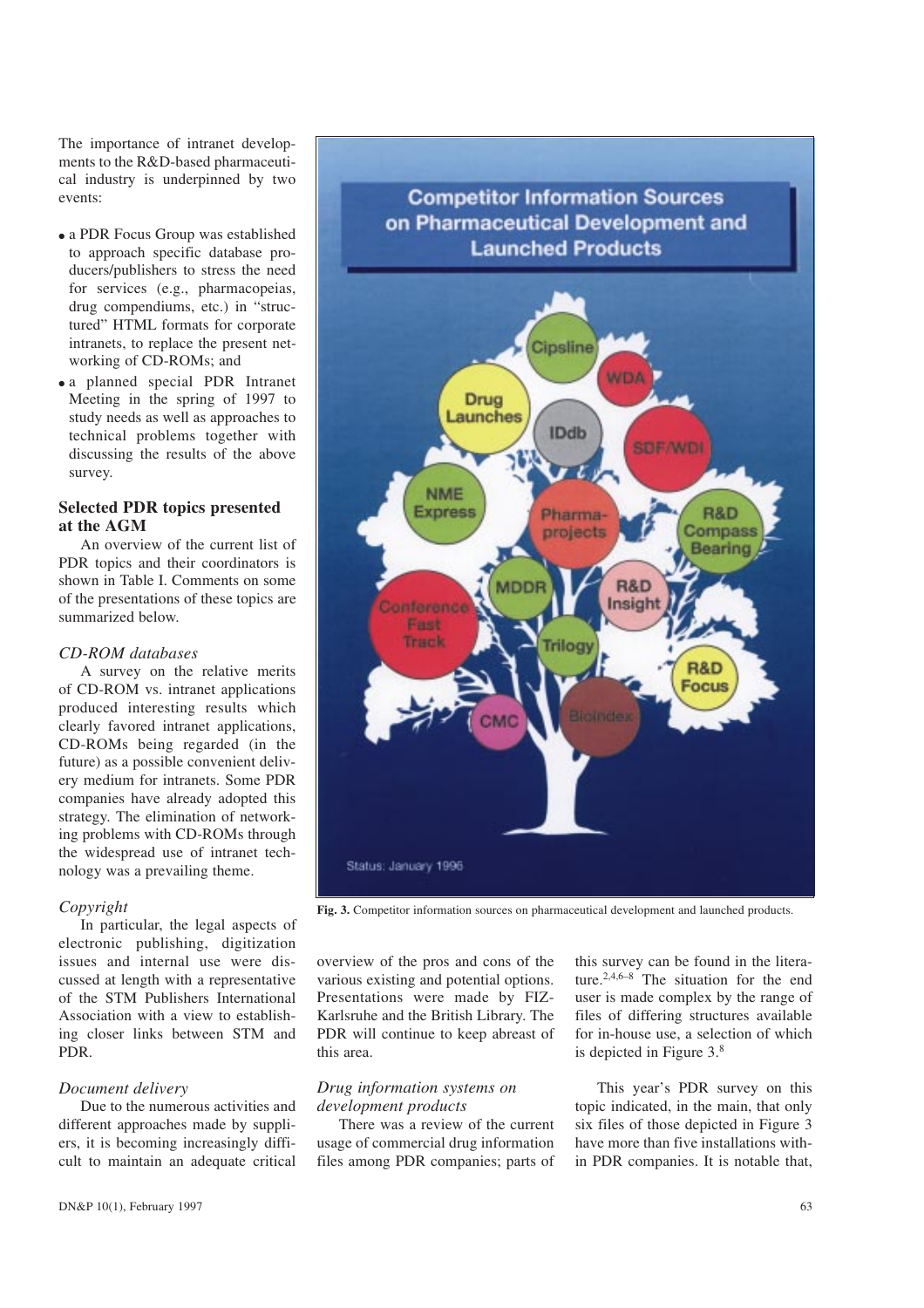The importance of intranet developments to the R&D-based pharmaceutical industry is underpinned by two events:

- a PDR Focus Group was established to approach specific database producers/publishers to stress the need for services (e.g., pharmacopeias, drug compendiums, etc.) in "structured" HTML formats for corporate intranets, to replace the present networking of CD-ROMs; and
- a planned special PDR Intranet Meeting in the spring of 1997 to study needs as well as approaches to technical problems together with discussing the results of the above survey.

### Selected PDR topics presented at the AGM

An overview of the current list of PDR topics and their coordinators is shown in Table I. Comments on some of the presentations of these topics are summarized below.

#### *CD-ROM databases*

A survey on the relative merits of CD-ROM vs. intranet applications produced interesting results which clearly favored intranet applications, CD-ROMs being regarded (in the future) as a possible convenient delivery medium for intranets. Some PDR companies have already adopted this strategy. The elimination of networking problems with CD-ROMs through the widespread use of intranet technology was a prevailing theme.

#### *Copyright*

In particular, the legal aspects of electronic publishing, digitization issues and internal use were discussed at length with a representative of the STM Publishers International Association with a view to establishing closer links between STM and PDR.

#### *Document delivery*

Due to the numerous activities and different approaches made by suppliers, it is becoming increasingly difficult to maintain an adequate critical overview of the pros and cons of the various existing and potential options. Presentations were made by FIZ-Karlsruhe and the British Library. The PDR will continue to keep abreast of this area.

#### *Drug information systems on development products*

There was a review of the current usage of commercial drug information files among PDR companies; parts of this survey can be found in the literature.[2,4,6–8] The situation for the end user is made complex by the range of files of differing structures available for in-house use, a selection of which is depicted in Figure 3.[8]

**Fig. 3.** Competitor information sources on pharmaceutical development and launched products.

This year's PDR survey on this topic indicated, in the main, that only six files of those depicted in Figure 3 have more than five installations within PDR companies. It is notable that,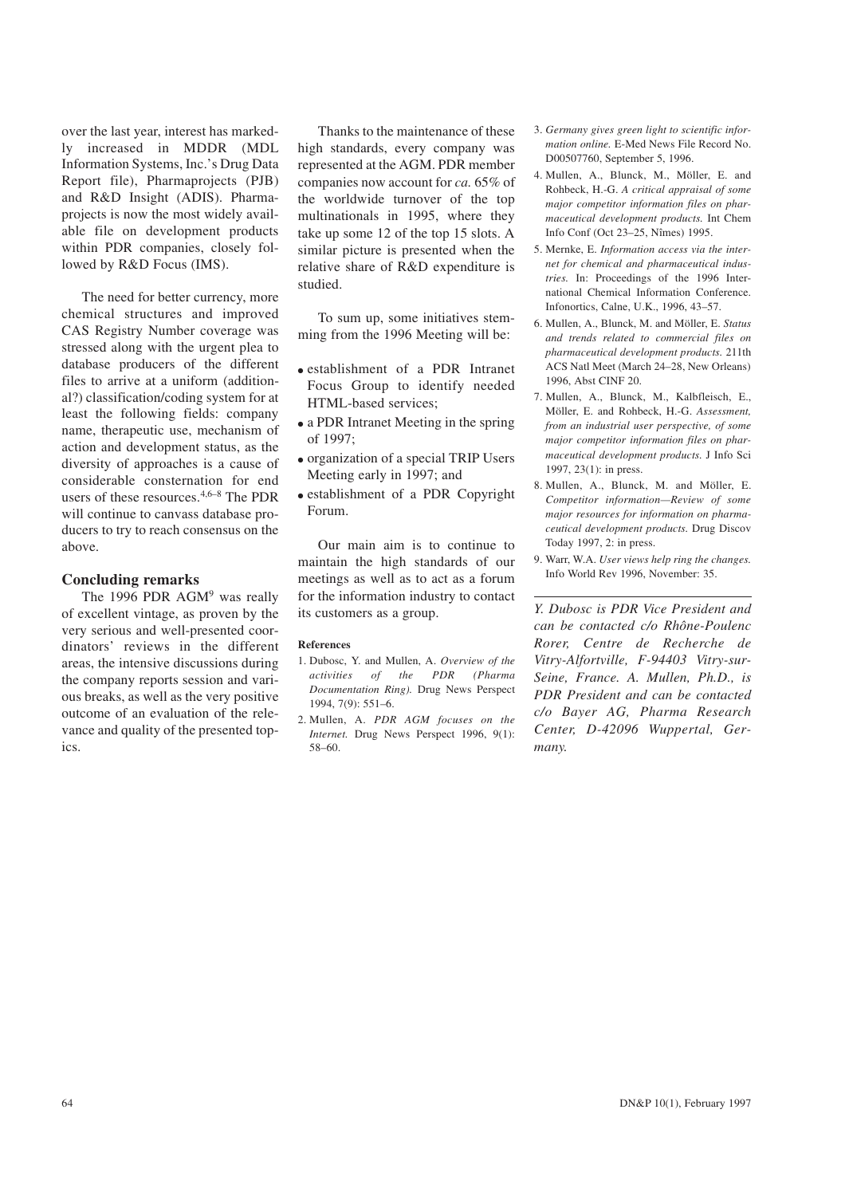over the last year, interest has markedly increased in MDDR (MDL Information Systems, Inc.'s Drug Data Report file), Pharmaprojects (PJB) and R&D Insight (ADIS). Pharmaprojects is now the most widely available file on development products within PDR companies, closely followed by R&D Focus (IMS).

The need for better currency, more chemical structures and improved CAS Registry Number coverage was stressed along with the urgent plea to database producers of the different files to arrive at a uniform (additional?) classification/coding system for at least the following fields: company name, therapeutic use, mechanism of action and development status, as the diversity of approaches is a cause of considerable consternation for end users of these resources.[4,6–8] The PDR will continue to canvass database producers to try to reach consensus on the above.

## Concluding remarks

The 1996 PDR AGM[9] was really of excellent vintage, as proven by the very serious and well-presented coordinators' reviews in the different areas, the intensive discussions during the company reports session and various breaks, as well as the very positive outcome of an evaluation of the relevance and quality of the presented topics.

Thanks to the maintenance of these high standards, every company was represented at the AGM. PDR member companies now account for *ca.* 65% of the worldwide turnover of the top multinationals in 1995, where they take up some 12 of the top 15 slots. A similar picture is presented when the relative share of R&D expenditure is studied.

To sum up, some initiatives stemming from the 1996 Meeting will be:

- establishment of a PDR Intranet Focus Group to identify needed HTML-based services;
- a PDR Intranet Meeting in the spring of 1997;
- organization of a special TRIP Users Meeting early in 1997; and
- establishment of a PDR Copyright Forum.

Our main aim is to continue to maintain the high standards of our meetings as well as to act as a forum for the information industry to contact its customers as a group.

### References

1. Dubosc, Y. and Mullen, A. *Overview of the activities of the PDR (Pharma Documentation Ring).* Drug News Perspect 1994, 7(9): 551–6.
2. Mullen, A. *PDR AGM focuses on the Internet.* Drug News Perspect 1996, 9(1): 58–60.
3. *Germany gives green light to scientific information online.* E-Med News File Record No. D00507760, September 5, 1996.
4. Mullen, A., Blunck, M., Möller, E. and Rohbeck, H.-G. *A critical appraisal of some major competitor information files on pharmaceutical development products.* Int Chem Info Conf (Oct 23–25, Nîmes) 1995.
5. Mernke, E. *Information access via the internet for chemical and pharmaceutical industries.* In: Proceedings of the 1996 International Chemical Information Conference. Infonortics, Calne, U.K., 1996, 43–57.
6. Mullen, A., Blunck, M. and Möller, E. *Status and trends related to commercial files on pharmaceutical development products.* 211th ACS Natl Meet (March 24–28, New Orleans) 1996, Abst CINF 20.
7. Mullen, A., Blunck, M., Kalbfleisch, E., Möller, E. and Rohbeck, H.-G. *Assessment, from an industrial user perspective, of some major competitor information files on pharmaceutical development products.* J Info Sci 1997, 23(1): in press.
8. Mullen, A., Blunck, M. and Möller, E. *Competitor information—Review of some major resources for information on pharmaceutical development products.* Drug Discov Today 1997, 2: in press.
9. Warr, W.A. *User views help ring the changes.* Info World Rev 1996, November: 35.

---

*Y. Dubosc is PDR Vice President and can be contacted c/o Rhône-Poulenc Rorer, Centre de Recherche de Vitry-Alfortville, F-94403 Vitry-sur-Seine, France. A. Mullen, Ph.D., is PDR President and can be contacted c/o Bayer AG, Pharma Research Center, D-42096 Wuppertal, Germany.*